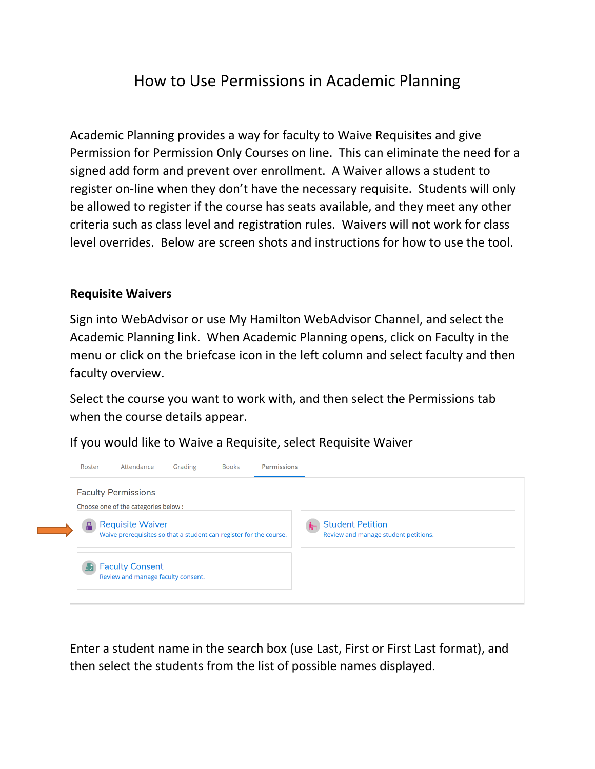# How to Use Permissions in Academic Planning

Academic Planning provides a way for faculty to Waive Requisites and give Permission for Permission Only Courses on line. This can eliminate the need for a signed add form and prevent over enrollment. A Waiver allows a student to register on-line when they don't have the necessary requisite. Students will only be allowed to register if the course has seats available, and they meet any other criteria such as class level and registration rules. Waivers will not work for class level overrides. Below are screen shots and instructions for how to use the tool.

## Requisite Waivers

Sign into WebAdvisor or use My Hamilton WebAdvisor Channel, and select the Academic Planning link. When Academic Planning opens, click on Faculty in the menu or click on the briefcase icon in the left column and select faculty and then faculty overview.

Select the course you want to work with, and then select the Permissions tab when the course details appear.

If you would like to Waive a Requisite, select Requisite Waiver

Roster Attendance Grading Books **Permissions**

Faculty Permissions

Choose one of the categories below :

- **Requisite Waiver** — Waive prerequisites so that a student can register for the course.
- **Student Petition** — Review and manage student petitions.
- **Faculty Consent** — Review and manage faculty consent.

Enter a student name in the search box (use Last, First or First Last format), and then select the students from the list of possible names displayed.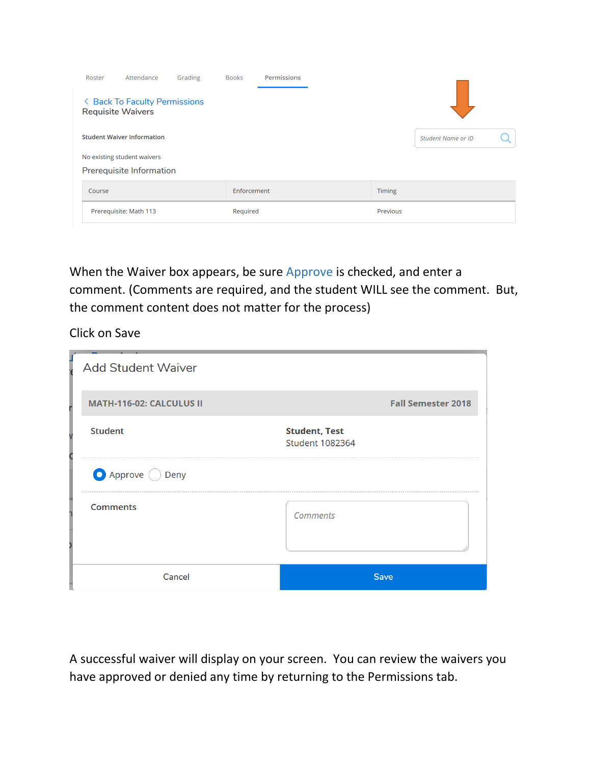Roster Attendance Grading Books Permissions

< Back To Faculty Permissions

Requisite Waivers

Student Name or ID

**Student Waiver Information**

No existing student waivers

Prerequisite Information

| Course | Enforcement | Timing |
| --- | --- | --- |
| Prerequisite: Math 113 | Required | Previous |

When the Waiver box appears, be sure Approve is checked, and enter a comment. (Comments are required, and the student WILL see the comment. But, the comment content does not matter for the process)

Click on Save

Add Student Waiver

**MATH-116-02: CALCULUS II** **Fall Semester 2018**

**Student** **Student, Test**
Student 1082364

Approve Deny

**Comments** Comments

Cancel Save

A successful waiver will display on your screen. You can review the waivers you have approved or denied any time by returning to the Permissions tab.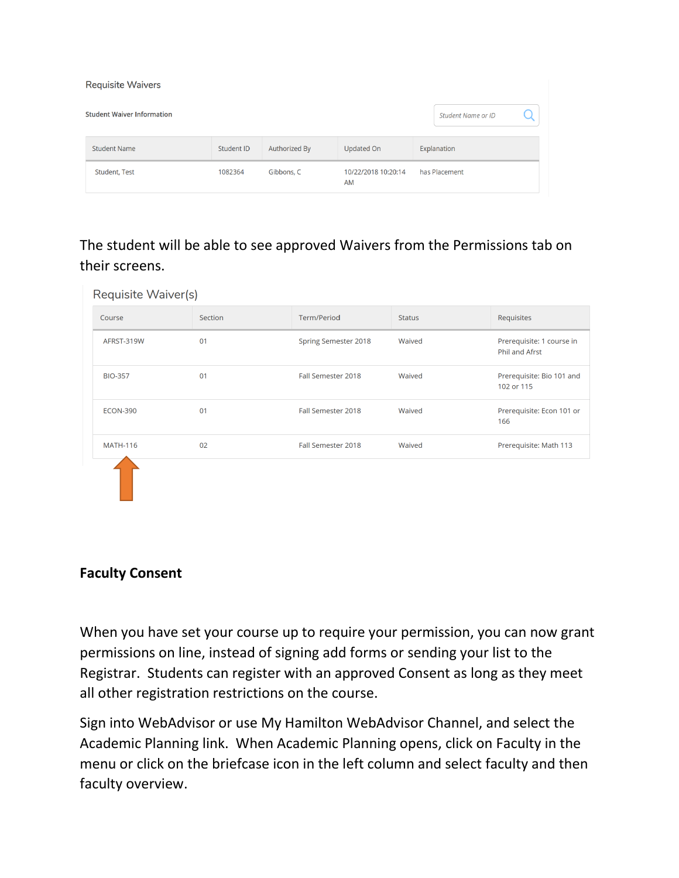Requisite Waivers

**Student Waiver Information**

Student Name or ID

| Student Name | Student ID | Authorized By | Updated On | Explanation |
| --- | --- | --- | --- | --- |
| Student, Test | 1082364 | Gibbons, C | 10/22/2018 10:20:14 AM | has Placement |

The student will be able to see approved Waivers from the Permissions tab on their screens.

Requisite Waiver(s)

| Course | Section | Term/Period | Status | Requisites |
| --- | --- | --- | --- | --- |
| AFRST-319W | 01 | Spring Semester 2018 | Waived | Prerequisite: 1 course in Phil and Afrst |
| BIO-357 | 01 | Fall Semester 2018 | Waived | Prerequisite: Bio 101 and 102 or 115 |
| ECON-390 | 01 | Fall Semester 2018 | Waived | Prerequisite: Econ 101 or 166 |
| MATH-116 | 02 | Fall Semester 2018 | Waived | Prerequisite: Math 113 |

**Faculty Consent**

When you have set your course up to require your permission, you can now grant permissions on line, instead of signing add forms or sending your list to the Registrar. Students can register with an approved Consent as long as they meet all other registration restrictions on the course.

Sign into WebAdvisor or use My Hamilton WebAdvisor Channel, and select the Academic Planning link. When Academic Planning opens, click on Faculty in the menu or click on the briefcase icon in the left column and select faculty and then faculty overview.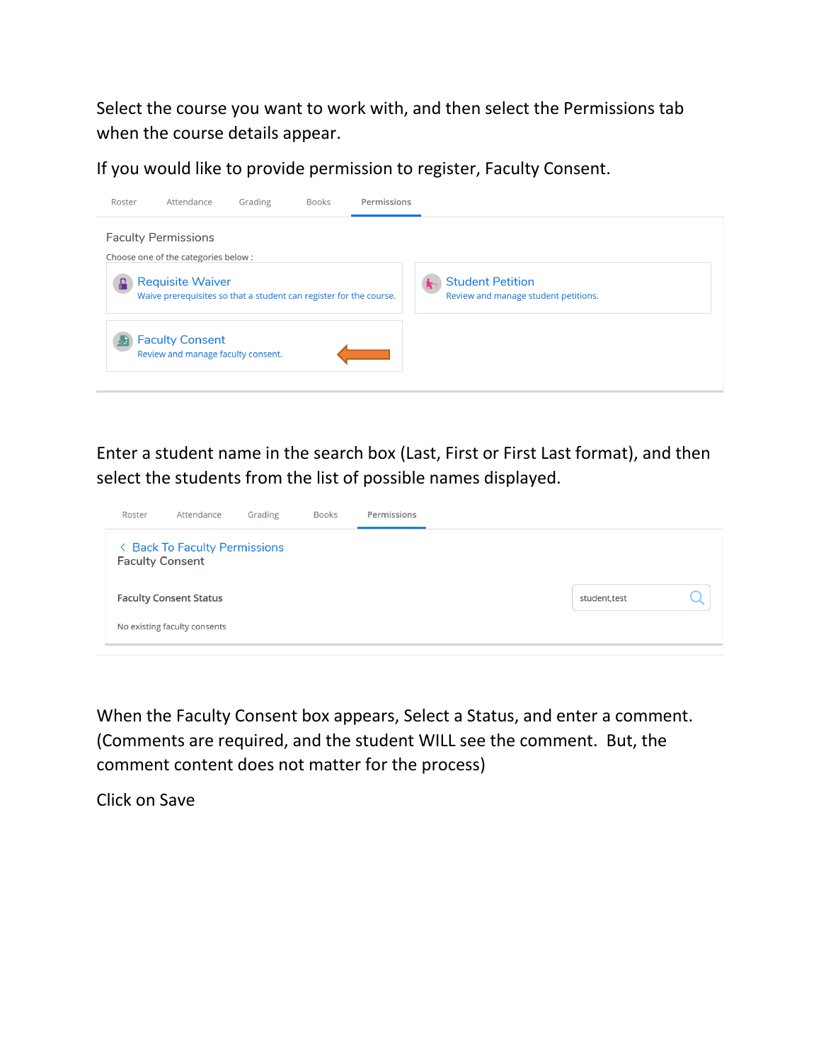Select the course you want to work with, and then select the Permissions tab when the course details appear.

If you would like to provide permission to register, Faculty Consent.

Roster Attendance Grading Books **Permissions**

Faculty Permissions

Choose one of the categories below :

**Requisite Waiver**
Waive prerequisites so that a student can register for the course.

**Student Petition**
Review and manage student petitions.

**Faculty Consent**
Review and manage faculty consent.

Enter a student name in the search box (Last, First or First Last format), and then select the students from the list of possible names displayed.

Roster Attendance Grading Books **Permissions**

< Back To Faculty Permissions
Faculty Consent

**Faculty Consent Status**

student,test

No existing faculty consents

When the Faculty Consent box appears, Select a Status, and enter a comment. (Comments are required, and the student WILL see the comment. But, the comment content does not matter for the process)

Click on Save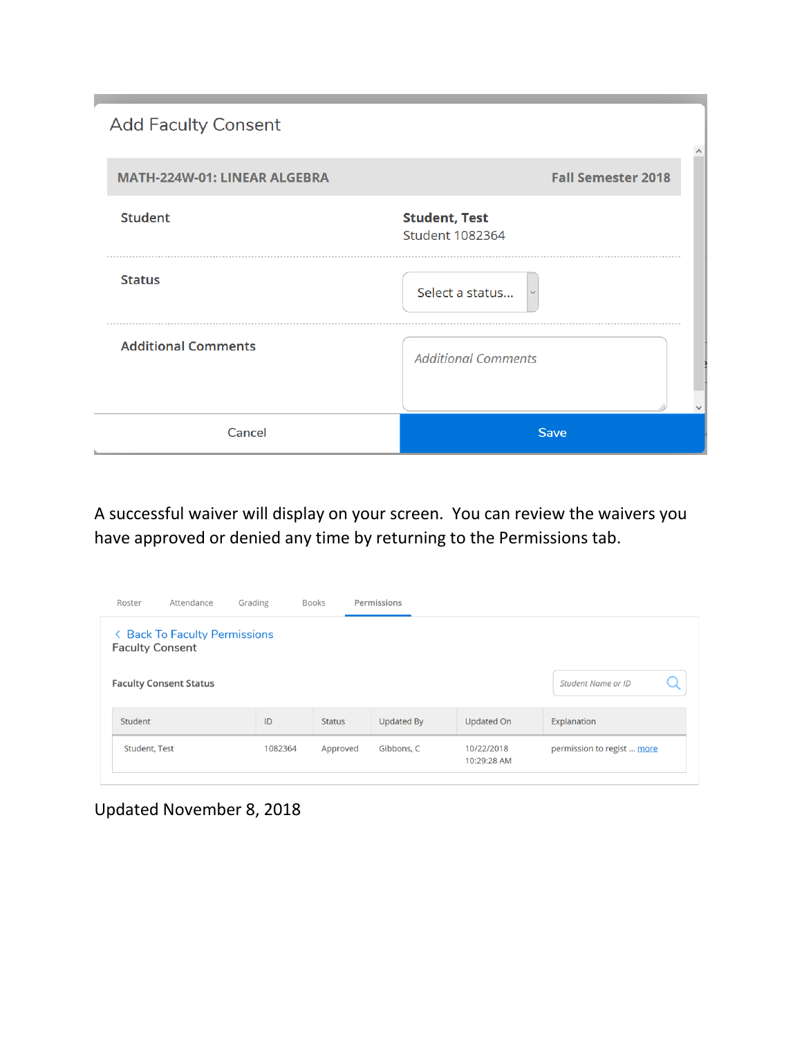Add Faculty Consent

| MATH-224W-01: LINEAR ALGEBRA | Fall Semester 2018 |
| --- | --- |
| **Student** | **Student, Test**<br>Student 1082364 |
| **Status** | Select a status... |
| **Additional Comments** | *Additional Comments* |

Cancel | Save

A successful waiver will display on your screen. You can review the waivers you have approved or denied any time by returning to the Permissions tab.

Roster | Attendance | Grading | Books | **Permissions**

< Back To Faculty Permissions

Faculty Consent

**Faculty Consent Status**

*Student Name or ID*

| Student | ID | Status | Updated By | Updated On | Explanation |
| --- | --- | --- | --- | --- | --- |
| Student, Test | 1082364 | Approved | Gibbons, C | 10/22/2018 10:29:28 AM | permission to regist ... more |

Updated November 8, 2018